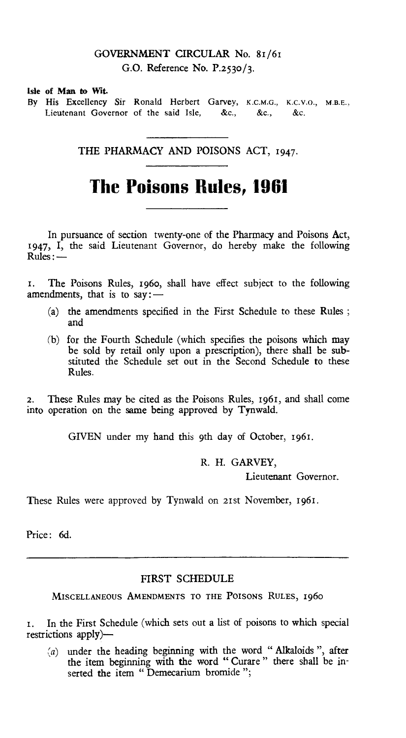GOVERNMENT CIRCULAR No. 81/61
G.O. Reference No. P.2530/3.

**Isle of Man to Wit.**
By His Excellency Sir Ronald Herbert Garvey, K.C.M.G., K.C.V.O., M.B.E., Lieutenant Governor of the said Isle, &c., &c., &c.

THE PHARMACY AND POISONS ACT, 1947.

# The Poisons Rules, 1961

In pursuance of section twenty-one of the Pharmacy and Poisons Act, 1947, I, the said Lieutenant Governor, do hereby make the following Rules: —

1. The Poisons Rules, 1960, shall have effect subject to the following amendments, that is to say: —

   (a) the amendments specified in the First Schedule to these Rules; and

   (b) for the Fourth Schedule (which specifies the poisons which may be sold by retail only upon a prescription), there shall be substituted the Schedule set out in the Second Schedule to these Rules.

2. These Rules may be cited as the Poisons Rules, 1961, and shall come into operation on the same being approved by Tynwald.

GIVEN under my hand this 9th day of October, 1961.

R. H. GARVEY,
Lieutenant Governor.

These Rules were approved by Tynwald on 21st November, 1961.

Price: 6d.

## FIRST SCHEDULE

MISCELLANEOUS AMENDMENTS TO THE POISONS RULES, 1960

1. In the First Schedule (which sets out a list of poisons to which special restrictions apply)—

   (a) under the heading beginning with the word "Alkaloids", after the item beginning with the word "Curare" there shall be inserted the item "Demecarium bromide";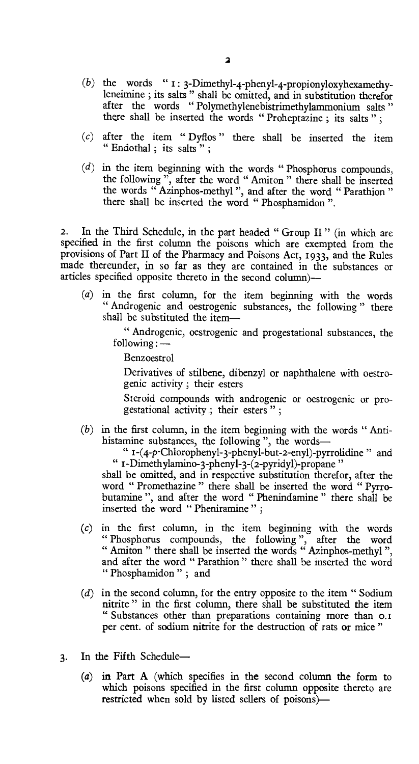(b) the words " 1 : 3-Dimethyl-4-phenyl-4-propionyloxyhexamethyleneimine ; its salts " shall be omitted, and in substitution therefor after the words " Polymethylenebistrimethylammonium salts " there shall be inserted the words " Proheptazine ; its salts " ;

(c) after the item " Dyflos " there shall be inserted the item " Endothal ; its salts " ;

(d) in the item beginning with the words " Phosphorus compounds, the following ", after the word " Amiton " there shall be inserted the words " Azinphos-methyl ", and after the word " Parathion " there shall be inserted the word " Phosphamidon ".

2. In the Third Schedule, in the part headed " Group II " (in which are specified in the first column the poisons which are exempted from the provisions of Part II of the Pharmacy and Poisons Act, 1933, and the Rules made thereunder, in so far as they are contained in the substances or articles specified opposite thereto in the second column)—

(a) in the first column, for the item beginning with the words " Androgenic and oestrogenic substances, the following " there shall be substituted the item—

" Androgenic, oestrogenic and progestational substances, the following :—

Benzoestrol

Derivatives of stilbene, dibenzyl or naphthalene with oestrogenic activity ; their esters

Steroid compounds with androgenic or oestrogenic or progestational activity ; their esters " ;

(b) in the first column, in the item beginning with the words " Antihistamine substances, the following ", the words—

" 1-(4-*p*-Chlorophenyl-3-phenyl-but-2-enyl)-pyrrolidine " and
" 1-Dimethylamino-3-phenyl-3-(2-pyridyl)-propane "

shall be omitted, and in respective substitution therefor, after the word " Promethazine " there shall be inserted the word " Pyrrobutamine ", and after the word " Phenindamine " there shall be inserted the word " Pheniramine " ;

(c) in the first column, in the item beginning with the words " Phosphorus compounds, the following ", after the word " Amiton " there shall be inserted the words " Azinphos-methyl ", and after the word " Parathion " there shall be inserted the word " Phosphamidon " ; and

(d) in the second column, for the entry opposite to the item " Sodium nitrite " in the first column, there shall be substituted the item " Substances other than preparations containing more than 0.1 per cent. of sodium nitrite for the destruction of rats or mice "

3. In the Fifth Schedule—

(a) in Part A (which specifies in the second column the form to which poisons specified in the first column opposite thereto are restricted when sold by listed sellers of poisons)—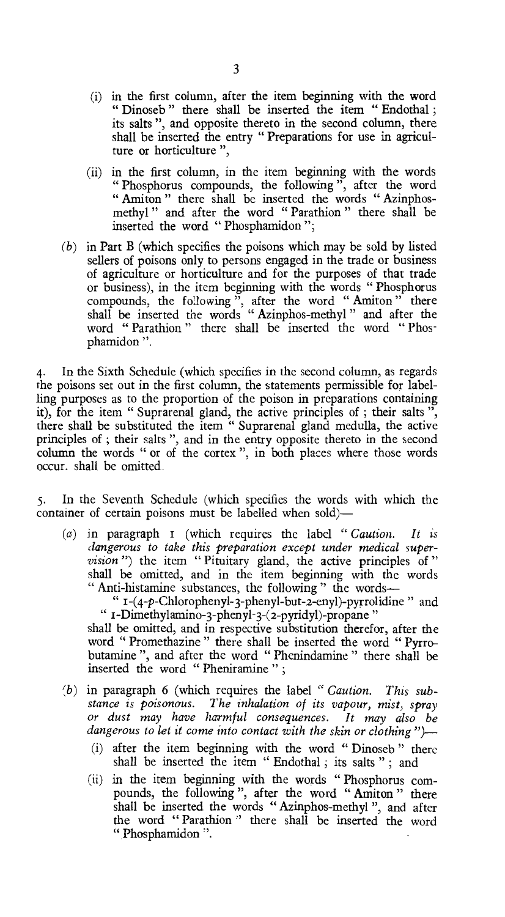(i) in the first column, after the item beginning with the word "Dinoseb" there shall be inserted the item "Endothal; its salts", and opposite thereto in the second column, there shall be inserted the entry "Preparations for use in agriculture or horticulture",

(ii) in the first column, in the item beginning with the words "Phosphorus compounds, the following", after the word "Amiton" there shall be inserted the words "Azinphos-methyl" and after the word "Parathion" there shall be inserted the word "Phosphamidon";

(b) in Part B (which specifies the poisons which may be sold by listed sellers of poisons only to persons engaged in the trade or business of agriculture or horticulture and for the purposes of that trade or business), in the item beginning with the words "Phosphorus compounds, the following", after the word "Amiton" there shall be inserted the words "Azinphos-methyl" and after the word "Parathion" there shall be inserted the word "Phosphamidon".

4. In the Sixth Schedule (which specifies in the second column, as regards the poisons set out in the first column, the statements permissible for labelling purposes as to the proportion of the poison in preparations containing it), for the item "Suprarenal gland, the active principles of; their salts", there shall be substituted the item "Suprarenal gland medulla, the active principles of; their salts", and in the entry opposite thereto in the second column the words "or of the cortex", in both places where those words occur, shall be omitted.

5. In the Seventh Schedule (which specifies the words with which the container of certain poisons must be labelled when sold)—

(a) in paragraph 1 (which requires the label "*Caution. It is dangerous to take this preparation except under medical supervision*") the item "Pituitary gland, the active principles of" shall be omitted, and in the item beginning with the words "Anti-histamine substances, the following" the words—

"1-(4-*p*-Chlorophenyl-3-phenyl-but-2-enyl)-pyrrolidine" and "1-Dimethylamino-3-phenyl-3-(2-pyridyl)-propane"

shall be omitted, and in respective substitution therefor, after the word "Promethazine" there shall be inserted the word "Pyrrobutamine", and after the word "Phenindamine" there shall be inserted the word "Pheniramine";

(b) in paragraph 6 (which requires the label "*Caution. This substance is poisonous. The inhalation of its vapour, mist, spray or dust may have harmful consequences. It may also be dangerous to let it come into contact with the skin or clothing*")—

(i) after the item beginning with the word "Dinoseb" there shall be inserted the item "Endothal; its salts"; and

(ii) in the item beginning with the words "Phosphorus compounds, the following", after the word "Amiton" there shall be inserted the words "Azinphos-methyl", and after the word "Parathion" there shall be inserted the word "Phosphamidon".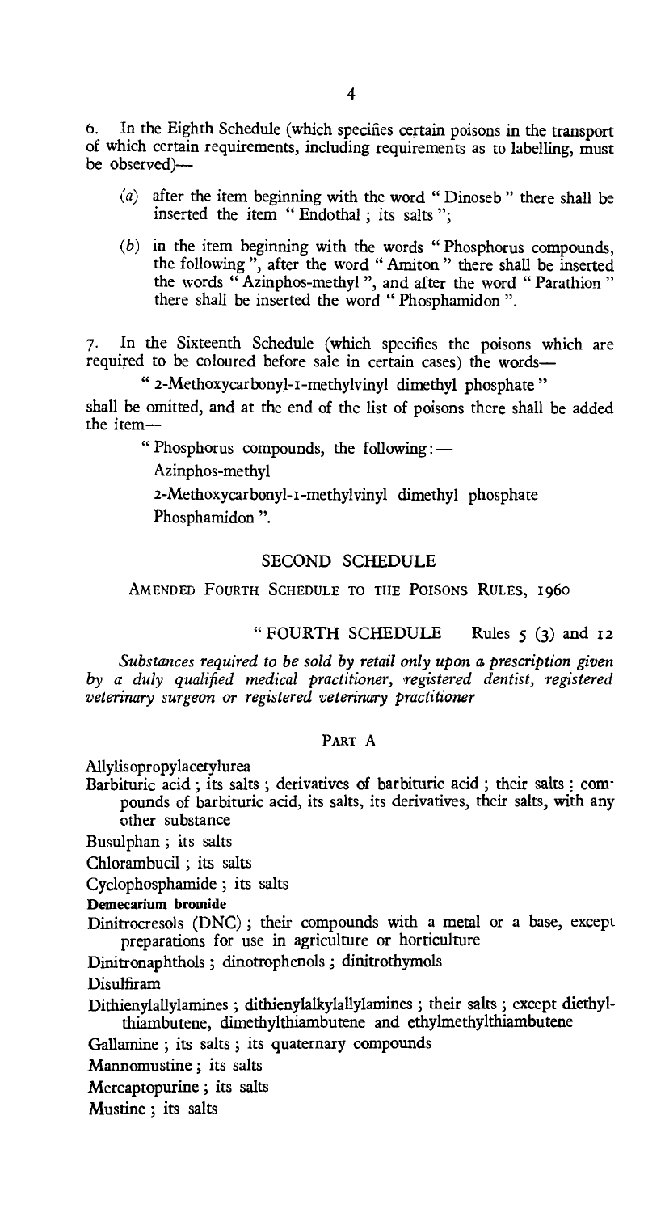6. In the Eighth Schedule (which specifies certain poisons in the transport of which certain requirements, including requirements as to labelling, must be observed)—

- (a) after the item beginning with the word " Dinoseb " there shall be inserted the item " Endothal ; its salts ";
- (b) in the item beginning with the words " Phosphorus compounds, the following ", after the word " Amiton " there shall be inserted the words " Azinphos-methyl ", and after the word " Parathion " there shall be inserted the word " Phosphamidon ".

7. In the Sixteenth Schedule (which specifies the poisons which are required to be coloured before sale in certain cases) the words—

" 2-Methoxycarbonyl-1-methylvinyl dimethyl phosphate "

shall be omitted, and at the end of the list of poisons there shall be added the item—

" Phosphorus compounds, the following : —

Azinphos-methyl

2-Methoxycarbonyl-1-methylvinyl dimethyl phosphate

Phosphamidon ".

## SECOND SCHEDULE

### AMENDED FOURTH SCHEDULE TO THE POISONS RULES, 1960

" FOURTH SCHEDULE Rules 5 (3) and 12

*Substances required to be sold by retail only upon a prescription given by a duly qualified medical practitioner, registered dentist, registered veterinary surgeon or registered veterinary practitioner*

#### PART A

Allylisopropylacetylurea

Barbituric acid ; its salts ; derivatives of barbituric acid ; their salts ; compounds of barbituric acid, its salts, its derivatives, their salts, with any other substance

Busulphan ; its salts

Chlorambucil ; its salts

Cyclophosphamide ; its salts

**Demecarium bromide**

Dinitrocresols (DNC) ; their compounds with a metal or a base, except preparations for use in agriculture or horticulture

Dinitronaphthols ; dinotrophenols ; dinitrothymols

Disulfiram

Dithienylallylamines ; dithienylalkylallylamines ; their salts ; except diethylthiambutene, dimethylthiambutene and ethylmethylthiambutene

Gallamine ; its salts ; its quaternary compounds

Mannomustine ; its salts

Mercaptopurine ; its salts

Mustine ; its salts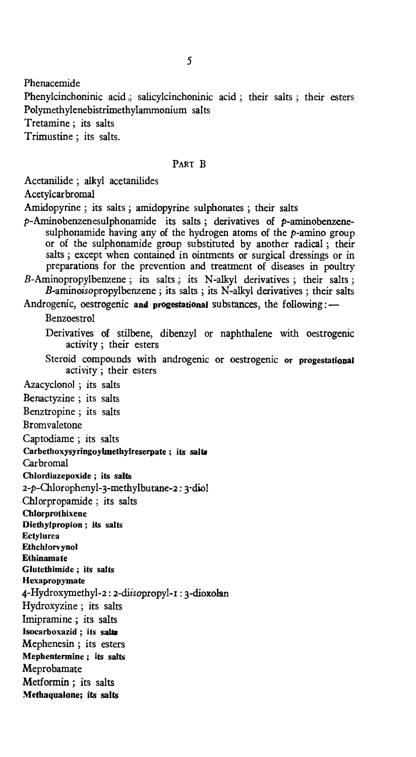Phenacemide

Phenylcinchoninic acid ; salicylcinchoninic acid ; their salts ; their esters

Polymethylenebistrimethylammonium salts

Tretamine ; its salts

Trimustine ; its salts.

## PART B

Acetanilide ; alkyl acetanilides

Acetylcarbromal

Amidopyrine ; its salts ; amidopyrine sulphonates ; their salts

*p*-Aminobenzenesulphonamide its salts ; derivatives of *p*-aminobenzenesulphonamide having any of the hydrogen atoms of the *p*-amino group or of the sulphonamide group substituted by another radical ; their salts ; except when contained in ointments or surgical dressings or in preparations for the prevention and treatment of diseases in poultry

*B*-Aminopropylbenzene ; its salts ; its N-alkyl derivatives ; their salts ; *B*-amino*iso*propylbenzene ; its salts ; its N-alkyl derivatives ; their salts

Androgenic, oestrogenic **and progestational** substances, the following:—

Benzoestrol

Derivatives of stilbene, dibenzyl or naphthalene with oestrogenic activity ; their esters

Steroid compounds with androgenic or oestrogenic **or progestational** activity ; their esters

Azacyclonol ; its salts

Benactyzine ; its salts

Benztropine ; its salts

Bromvaletone

Captodiame ; its salts

**Carbethoxysyringoylmethylreserpate ; its salts**

Carbromal

**Chlordiazepoxide ; its salts**

2-*p*-Chlorophenyl-3-methylbutane-2 : 3-diol

Chlorpropamide ; its salts

**Chlorprothixene**

**Diethylpropion ; its salts**

**Ectylurea**

**Ethchlorvynol**

**Ethinamate**

**Glutethimide ; its salts**

**Hexapropymate**

4-Hydroxymethyl-2 : 2-di*iso*propyl-1 : 3-dioxolan

Hydroxyzine ; its salts

Imipramine ; its salts

**Isocarboxazid ; its salts**

Mephenesin ; its esters

**Mephentermine ; its salts**

Meprobamate

Metformin ; its salts

**Methaqualone; its salts**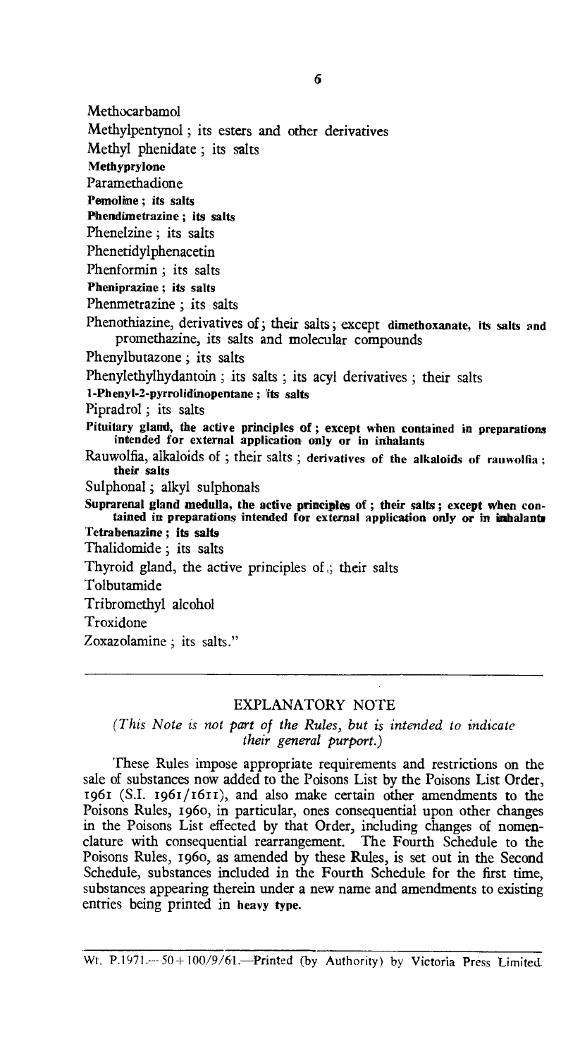Methocarbamol

Methylpentynol ; its esters and other derivatives

Methyl phenidate ; its salts

**Methyprylone**

Paramethadione

**Pemoline ; its salts**

**Phendimetrazine ; its salts**

Phenelzine ; its salts

Phenetidylphenacetin

Phenformin ; its salts

**Pheniprazine ; its salts**

Phenmetrazine ; its salts

Phenothiazine, derivatives of ; their salts ; except **dimethoxanate, its salts and** promethazine, its salts and molecular compounds

Phenylbutazone ; its salts

Phenylethylhydantoin ; its salts ; its acyl derivatives ; their salts

**1-Phenyl-2-pyrrolidinopentane ; its salts**

Pipradrol ; its salts

**Pituitary gland, the active principles of ; except when contained in preparations intended for external application only or in inhalants**

Rauwolfia, alkaloids of ; their salts ; **derivatives of the alkaloids of rauwolfia ; their salts**

Sulphonal ; alkyl sulphonals

**Suprarenal gland medulla, the active principles of ; their salts ; except when contained in preparations intended for external application only or in inhalants**

**Tetrabenazine ; its salts**

Thalidomide ; its salts

Thyroid gland, the active principles of ; their salts

Tolbutamide

Tribromethyl alcohol

Troxidone

Zoxazolamine ; its salts."

---

## EXPLANATORY NOTE

*(This Note is not part of the Rules, but is intended to indicate their general purport.)*

These Rules impose appropriate requirements and restrictions on the sale of substances now added to the Poisons List by the Poisons List Order, 1961 (S.I. 1961/1611), and also make certain other amendments to the Poisons Rules, 1960, in particular, ones consequential upon other changes in the Poisons List effected by that Order, including changes of nomenclature with consequential rearrangement. The Fourth Schedule to the Poisons Rules, 1960, as amended by these Rules, is set out in the Second Schedule, substances included in the Fourth Schedule for the first time, substances appearing therein under a new name and amendments to existing entries being printed in **heavy type.**

---

Wt. P.1971.—50+100/9/61.—Printed (by Authority) by Victoria Press Limited.